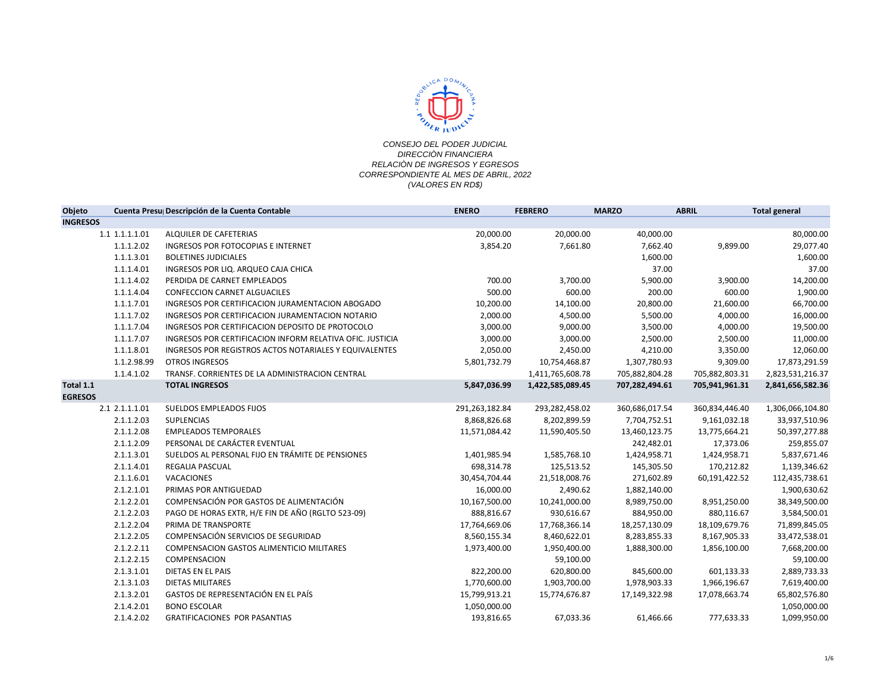CONSEJO DEL PODER JUDICIAL
DIRECCIÒN FINANCIERA
RELACIÒN DE INGRESOS Y EGRESOS
CORRESPONDIENTE AL MES DE ABRIL, 2022
(VALORES EN RD$)

| Objeto | Cuenta Presu | Descripción de la Cuenta Contable | ENERO | FEBRERO | MARZO | ABRIL | Total general |
|---|---|---|---|---|---|---|---|
| INGRESOS | | | | | | | |
| 1.1 | 1.1.1.1.01 | ALQUILER DE CAFETERIAS | 20,000.00 | 20,000.00 | 40,000.00 | | 80,000.00 |
| | 1.1.1.2.02 | INGRESOS POR FOTOCOPIAS E INTERNET | 3,854.20 | 7,661.80 | 7,662.40 | 9,899.00 | 29,077.40 |
| | 1.1.1.3.01 | BOLETINES JUDICIALES | | | 1,600.00 | | 1,600.00 |
| | 1.1.1.4.01 | INGRESOS POR LIQ. ARQUEO CAJA CHICA | | | 37.00 | | 37.00 |
| | 1.1.1.4.02 | PERDIDA DE CARNET EMPLEADOS | 700.00 | 3,700.00 | 5,900.00 | 3,900.00 | 14,200.00 |
| | 1.1.1.4.04 | CONFECCION CARNET ALGUACILES | 500.00 | 600.00 | 200.00 | 600.00 | 1,900.00 |
| | 1.1.1.7.01 | INGRESOS POR CERTIFICACION JURAMENTACION ABOGADO | 10,200.00 | 14,100.00 | 20,800.00 | 21,600.00 | 66,700.00 |
| | 1.1.1.7.02 | INGRESOS POR CERTIFICACION JURAMENTACION NOTARIO | 2,000.00 | 4,500.00 | 5,500.00 | 4,000.00 | 16,000.00 |
| | 1.1.1.7.04 | INGRESOS POR CERTIFICACION DEPOSITO DE PROTOCOLO | 3,000.00 | 9,000.00 | 3,500.00 | 4,000.00 | 19,500.00 |
| | 1.1.1.7.07 | INGRESOS POR CERTIFICACION INFORM RELATIVA OFIC. JUSTICIA | 3,000.00 | 3,000.00 | 2,500.00 | 2,500.00 | 11,000.00 |
| | 1.1.1.8.01 | INGRESOS POR REGISTROS ACTOS NOTARIALES Y EQUIVALENTES | 2,050.00 | 2,450.00 | 4,210.00 | 3,350.00 | 12,060.00 |
| | 1.1.2.98.99 | OTROS INGRESOS | 5,801,732.79 | 10,754,468.87 | 1,307,780.93 | 9,309.00 | 17,873,291.59 |
| | 1.1.4.1.02 | TRANSF. CORRIENTES DE LA ADMINISTRACION CENTRAL | | 1,411,765,608.78 | 705,882,804.28 | 705,882,803.31 | 2,823,531,216.37 |
| **Total 1.1** | | **TOTAL INGRESOS** | **5,847,036.99** | **1,422,585,089.45** | **707,282,494.61** | **705,941,961.31** | **2,841,656,582.36** |
| EGRESOS | | | | | | | |
| 2.1 | 2.1.1.1.01 | SUELDOS EMPLEADOS FIJOS | 291,263,182.84 | 293,282,458.02 | 360,686,017.54 | 360,834,446.40 | 1,306,066,104.80 |
| | 2.1.1.2.03 | SUPLENCIAS | 8,868,826.68 | 8,202,899.59 | 7,704,752.51 | 9,161,032.18 | 33,937,510.96 |
| | 2.1.1.2.08 | EMPLEADOS TEMPORALES | 11,571,084.42 | 11,590,405.50 | 13,460,123.75 | 13,775,664.21 | 50,397,277.88 |
| | 2.1.1.2.09 | PERSONAL DE CARÁCTER EVENTUAL | | | 242,482.01 | 17,373.06 | 259,855.07 |
| | 2.1.1.3.01 | SUELDOS AL PERSONAL FIJO EN TRÁMITE DE PENSIONES | 1,401,985.94 | 1,585,768.10 | 1,424,958.71 | 1,424,958.71 | 5,837,671.46 |
| | 2.1.1.4.01 | REGALIA PASCUAL | 698,314.78 | 125,513.52 | 145,305.50 | 170,212.82 | 1,139,346.62 |
| | 2.1.1.6.01 | VACACIONES | 30,454,704.44 | 21,518,008.76 | 271,602.89 | 60,191,422.52 | 112,435,738.61 |
| | 2.1.2.1.01 | PRIMAS POR ANTIGUEDAD | 16,000.00 | 2,490.62 | 1,882,140.00 | | 1,900,630.62 |
| | 2.1.2.2.01 | COMPENSACIÓN POR GASTOS DE ALIMENTACIÓN | 10,167,500.00 | 10,241,000.00 | 8,989,750.00 | 8,951,250.00 | 38,349,500.00 |
| | 2.1.2.2.03 | PAGO DE HORAS EXTR, H/E FIN DE AÑO (RGLTO 523-09) | 888,816.67 | 930,616.67 | 884,950.00 | 880,116.67 | 3,584,500.01 |
| | 2.1.2.2.04 | PRIMA DE TRANSPORTE | 17,764,669.06 | 17,768,366.14 | 18,257,130.09 | 18,109,679.76 | 71,899,845.05 |
| | 2.1.2.2.05 | COMPENSACIÓN SERVICIOS DE SEGURIDAD | 8,560,155.34 | 8,460,622.01 | 8,283,855.33 | 8,167,905.33 | 33,472,538.01 |
| | 2.1.2.2.11 | COMPENSACION GASTOS ALIMENTICIO MILITARES | 1,973,400.00 | 1,950,400.00 | 1,888,300.00 | 1,856,100.00 | 7,668,200.00 |
| | 2.1.2.2.15 | COMPENSACION | | 59,100.00 | | | 59,100.00 |
| | 2.1.3.1.01 | DIETAS EN EL PAIS | 822,200.00 | 620,800.00 | 845,600.00 | 601,133.33 | 2,889,733.33 |
| | 2.1.3.1.03 | DIETAS MILITARES | 1,770,600.00 | 1,903,700.00 | 1,978,903.33 | 1,966,196.67 | 7,619,400.00 |
| | 2.1.3.2.01 | GASTOS DE REPRESENTACIÓN EN EL PAÍS | 15,799,913.21 | 15,774,676.87 | 17,149,322.98 | 17,078,663.74 | 65,802,576.80 |
| | 2.1.4.2.01 | BONO ESCOLAR | 1,050,000.00 | | | | 1,050,000.00 |
| | 2.1.4.2.02 | GRATIFICACIONES POR PASANTIAS | 193,816.65 | 67,033.36 | 61,466.66 | 777,633.33 | 1,099,950.00 |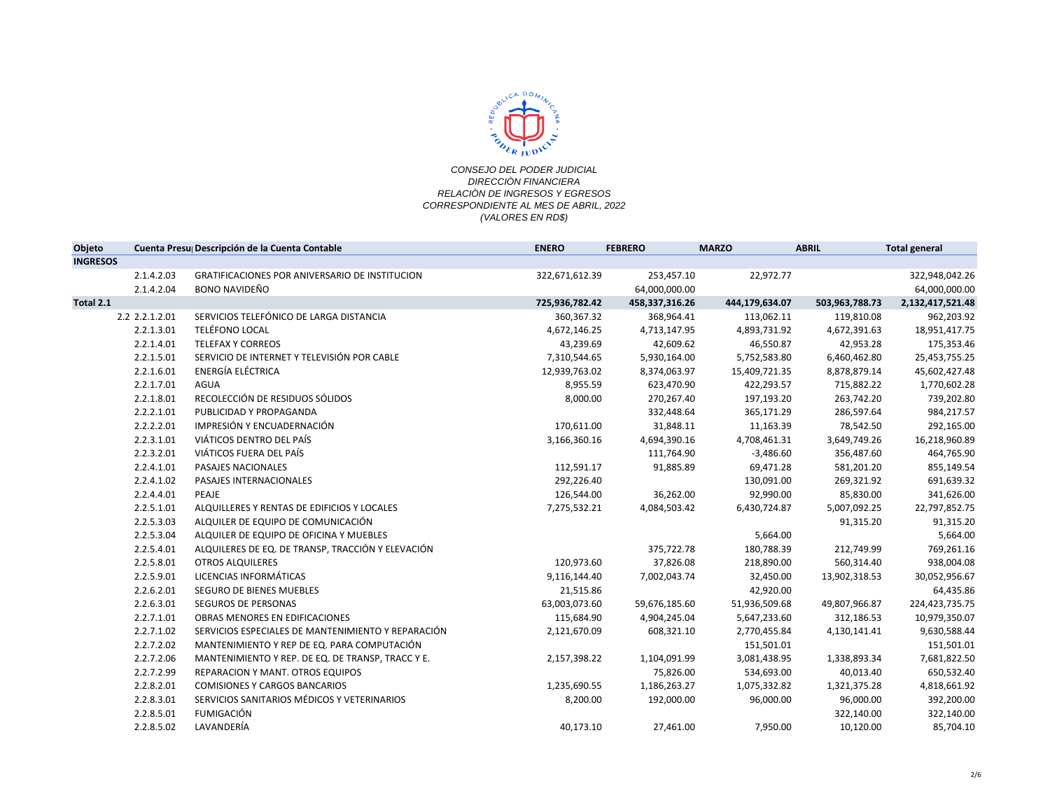*CONSEJO DEL PODER JUDICIAL*
*DIRECCIÒN FINANCIERA*
*RELACIÒN DE INGRESOS Y EGRESOS*
*CORRESPONDIENTE AL MES DE ABRIL, 2022*
*(VALORES EN RD$)*

| Objeto | Cuenta Presu | Descripción de la Cuenta Contable | ENERO | FEBRERO | MARZO | ABRIL | Total general |
|---|---|---|---|---|---|---|---|
| **INGRESOS** | | | | | | | |
| | 2.1.4.2.03 | GRATIFICACIONES POR ANIVERSARIO DE INSTITUCION | 322,671,612.39 | 253,457.10 | 22,972.77 | | 322,948,042.26 |
| | 2.1.4.2.04 | BONO NAVIDEÑO | | 64,000,000.00 | | | 64,000,000.00 |
| **Total 2.1** | | | **725,936,782.42** | **458,337,316.26** | **444,179,634.07** | **503,963,788.73** | **2,132,417,521.48** |
| 2.2 | 2.2.1.2.01 | SERVICIOS TELEFÓNICO DE LARGA DISTANCIA | 360,367.32 | 368,964.41 | 113,062.11 | 119,810.08 | 962,203.92 |
| | 2.2.1.3.01 | TELÉFONO LOCAL | 4,672,146.25 | 4,713,147.95 | 4,893,731.92 | 4,672,391.63 | 18,951,417.75 |
| | 2.2.1.4.01 | TELEFAX Y CORREOS | 43,239.69 | 42,609.62 | 46,550.87 | 42,953.28 | 175,353.46 |
| | 2.2.1.5.01 | SERVICIO DE INTERNET Y TELEVISIÓN POR CABLE | 7,310,544.65 | 5,930,164.00 | 5,752,583.80 | 6,460,462.80 | 25,453,755.25 |
| | 2.2.1.6.01 | ENERGÍA ELÉCTRICA | 12,939,763.02 | 8,374,063.97 | 15,409,721.35 | 8,878,879.14 | 45,602,427.48 |
| | 2.2.1.7.01 | AGUA | 8,955.59 | 623,470.90 | 422,293.57 | 715,882.22 | 1,770,602.28 |
| | 2.2.1.8.01 | RECOLECCIÓN DE RESIDUOS SÓLIDOS | 8,000.00 | 270,267.40 | 197,193.20 | 263,742.20 | 739,202.80 |
| | 2.2.2.1.01 | PUBLICIDAD Y PROPAGANDA | | 332,448.64 | 365,171.29 | 286,597.64 | 984,217.57 |
| | 2.2.2.2.01 | IMPRESIÓN Y ENCUADERNACIÓN | 170,611.00 | 31,848.11 | 11,163.39 | 78,542.50 | 292,165.00 |
| | 2.2.3.1.01 | VIÁTICOS DENTRO DEL PAÍS | 3,166,360.16 | 4,694,390.16 | 4,708,461.31 | 3,649,749.26 | 16,218,960.89 |
| | 2.2.3.2.01 | VIÁTICOS FUERA DEL PAÍS | | 111,764.90 | -3,486.60 | 356,487.60 | 464,765.90 |
| | 2.2.4.1.01 | PASAJES NACIONALES | 112,591.17 | 91,885.89 | 69,471.28 | 581,201.20 | 855,149.54 |
| | 2.2.4.1.02 | PASAJES INTERNACIONALES | 292,226.40 | | 130,091.00 | 269,321.92 | 691,639.32 |
| | 2.2.4.4.01 | PEAJE | 126,544.00 | 36,262.00 | 92,990.00 | 85,830.00 | 341,626.00 |
| | 2.2.5.1.01 | ALQUILLERES Y RENTAS DE EDIFICIOS Y LOCALES | 7,275,532.21 | 4,084,503.42 | 6,430,724.87 | 5,007,092.25 | 22,797,852.75 |
| | 2.2.5.3.03 | ALQUILER DE EQUIPO DE COMUNICACIÓN | | | | 91,315.20 | 91,315.20 |
| | 2.2.5.3.04 | ALQUILER DE EQUIPO DE OFICINA Y MUEBLES | | | 5,664.00 | | 5,664.00 |
| | 2.2.5.4.01 | ALQUILERES DE EQ. DE TRANSP, TRACCIÓN Y ELEVACIÓN | | 375,722.78 | 180,788.39 | 212,749.99 | 769,261.16 |
| | 2.2.5.8.01 | OTROS ALQUILERES | 120,973.60 | 37,826.08 | 218,890.00 | 560,314.40 | 938,004.08 |
| | 2.2.5.9.01 | LICENCIAS INFORMÁTICAS | 9,116,144.40 | 7,002,043.74 | 32,450.00 | 13,902,318.53 | 30,052,956.67 |
| | 2.2.6.2.01 | SEGURO DE BIENES MUEBLES | 21,515.86 | | 42,920.00 | | 64,435.86 |
| | 2.2.6.3.01 | SEGUROS DE PERSONAS | 63,003,073.60 | 59,676,185.60 | 51,936,509.68 | 49,807,966.87 | 224,423,735.75 |
| | 2.2.7.1.01 | OBRAS MENORES EN EDIFICACIONES | 115,684.90 | 4,904,245.04 | 5,647,233.60 | 312,186.53 | 10,979,350.07 |
| | 2.2.7.1.02 | SERVICIOS ESPECIALES DE MANTENIMIENTO Y REPARACIÓN | 2,121,670.09 | 608,321.10 | 2,770,455.84 | 4,130,141.41 | 9,630,588.44 |
| | 2.2.7.2.02 | MANTENIMIENTO Y REP DE EQ. PARA COMPUTACIÓN | | | 151,501.01 | | 151,501.01 |
| | 2.2.7.2.06 | MANTENIMIENTO Y REP. DE EQ. DE TRANSP, TRACC Y E. | 2,157,398.22 | 1,104,091.99 | 3,081,438.95 | 1,338,893.34 | 7,681,822.50 |
| | 2.2.7.2.99 | REPARACION Y MANT. OTROS EQUIPOS | | 75,826.00 | 534,693.00 | 40,013.40 | 650,532.40 |
| | 2.2.8.2.01 | COMISIONES Y CARGOS BANCARIOS | 1,235,690.55 | 1,186,263.27 | 1,075,332.82 | 1,321,375.28 | 4,818,661.92 |
| | 2.2.8.3.01 | SERVICIOS SANITARIOS MÉDICOS Y VETERINARIOS | 8,200.00 | 192,000.00 | 96,000.00 | 96,000.00 | 392,200.00 |
| | 2.2.8.5.01 | FUMIGACIÓN | | | | 322,140.00 | 322,140.00 |
| | 2.2.8.5.02 | LAVANDERÍA | 40,173.10 | 27,461.00 | 7,950.00 | 10,120.00 | 85,704.10 |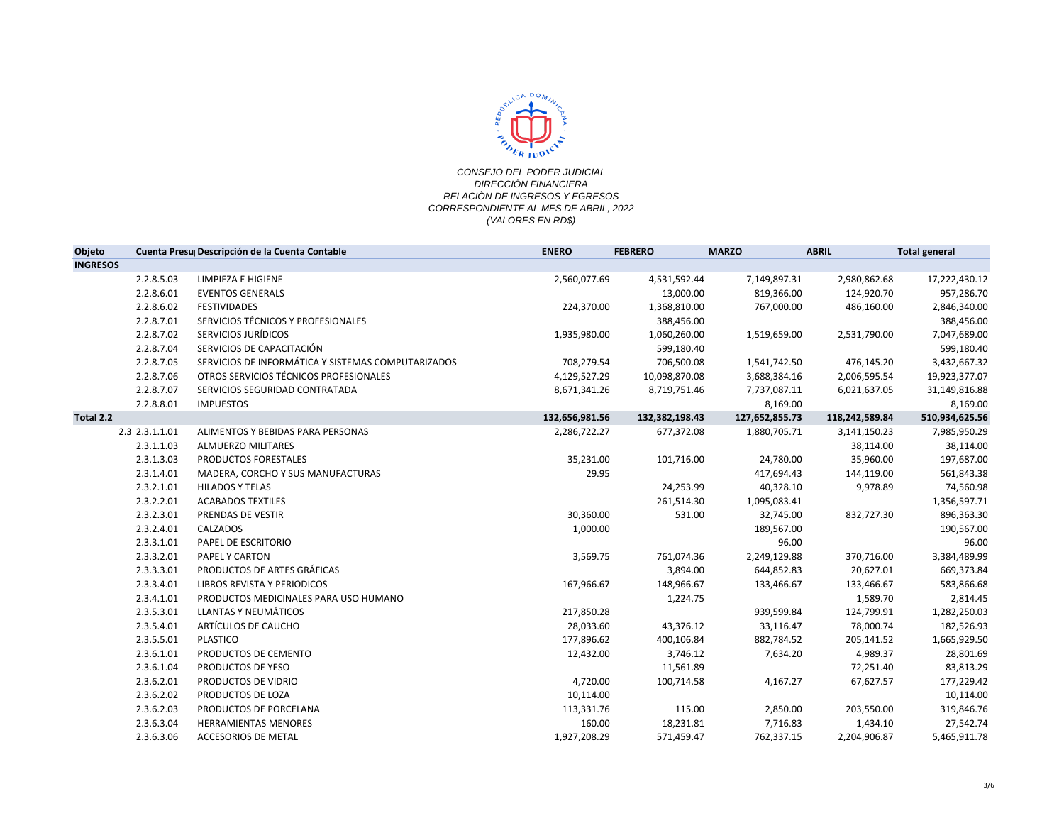*CONSEJO DEL PODER JUDICIAL*
*DIRECCIÒN FINANCIERA*
*RELACIÒN DE INGRESOS Y EGRESOS*
*CORRESPONDIENTE AL MES DE ABRIL, 2022*
*(VALORES EN RD$)*

| Objeto | Cuenta Presu | Descripción de la Cuenta Contable | ENERO | FEBRERO | MARZO | ABRIL | Total general |
|---|---|---|---|---|---|---|---|
| INGRESOS | | | | | | | |
| | 2.2.8.5.03 | LIMPIEZA E HIGIENE | 2,560,077.69 | 4,531,592.44 | 7,149,897.31 | 2,980,862.68 | 17,222,430.12 |
| | 2.2.8.6.01 | EVENTOS GENERALS | | 13,000.00 | 819,366.00 | 124,920.70 | 957,286.70 |
| | 2.2.8.6.02 | FESTIVIDADES | 224,370.00 | 1,368,810.00 | 767,000.00 | 486,160.00 | 2,846,340.00 |
| | 2.2.8.7.01 | SERVICIOS TÉCNICOS Y PROFESIONALES | | 388,456.00 | | | 388,456.00 |
| | 2.2.8.7.02 | SERVICIOS JURÍDICOS | 1,935,980.00 | 1,060,260.00 | 1,519,659.00 | 2,531,790.00 | 7,047,689.00 |
| | 2.2.8.7.04 | SERVICIOS DE CAPACITACIÓN | | 599,180.40 | | | 599,180.40 |
| | 2.2.8.7.05 | SERVICIOS DE INFORMÁTICA Y SISTEMAS COMPUTARIZADOS | 708,279.54 | 706,500.08 | 1,541,742.50 | 476,145.20 | 3,432,667.32 |
| | 2.2.8.7.06 | OTROS SERVICIOS TÉCNICOS PROFESIONALES | 4,129,527.29 | 10,098,870.08 | 3,688,384.16 | 2,006,595.54 | 19,923,377.07 |
| | 2.2.8.7.07 | SERVICIOS SEGURIDAD CONTRATADA | 8,671,341.26 | 8,719,751.46 | 7,737,087.11 | 6,021,637.05 | 31,149,816.88 |
| | 2.2.8.8.01 | IMPUESTOS | | | 8,169.00 | | 8,169.00 |
| **Total 2.2** | | | **132,656,981.56** | **132,382,198.43** | **127,652,855.73** | **118,242,589.84** | **510,934,625.56** |
| 2.3 | 2.3.1.1.01 | ALIMENTOS Y BEBIDAS PARA PERSONAS | 2,286,722.27 | 677,372.08 | 1,880,705.71 | 3,141,150.23 | 7,985,950.29 |
| | 2.3.1.1.03 | ALMUERZO MILITARES | | | | 38,114.00 | 38,114.00 |
| | 2.3.1.3.03 | PRODUCTOS FORESTALES | 35,231.00 | 101,716.00 | 24,780.00 | 35,960.00 | 197,687.00 |
| | 2.3.1.4.01 | MADERA, CORCHO Y SUS MANUFACTURAS | 29.95 | | 417,694.43 | 144,119.00 | 561,843.38 |
| | 2.3.2.1.01 | HILADOS Y TELAS | | 24,253.99 | 40,328.10 | 9,978.89 | 74,560.98 |
| | 2.3.2.2.01 | ACABADOS TEXTILES | | 261,514.30 | 1,095,083.41 | | 1,356,597.71 |
| | 2.3.2.3.01 | PRENDAS DE VESTIR | 30,360.00 | 531.00 | 32,745.00 | 832,727.30 | 896,363.30 |
| | 2.3.2.4.01 | CALZADOS | 1,000.00 | | 189,567.00 | | 190,567.00 |
| | 2.3.3.1.01 | PAPEL DE ESCRITORIO | | | 96.00 | | 96.00 |
| | 2.3.3.2.01 | PAPEL Y CARTON | 3,569.75 | 761,074.36 | 2,249,129.88 | 370,716.00 | 3,384,489.99 |
| | 2.3.3.3.01 | PRODUCTOS DE ARTES GRÁFICAS | | 3,894.00 | 644,852.83 | 20,627.01 | 669,373.84 |
| | 2.3.3.4.01 | LIBROS REVISTA Y PERIODICOS | 167,966.67 | 148,966.67 | 133,466.67 | 133,466.67 | 583,866.68 |
| | 2.3.4.1.01 | PRODUCTOS MEDICINALES PARA USO HUMANO | | 1,224.75 | | 1,589.70 | 2,814.45 |
| | 2.3.5.3.01 | LLANTAS Y NEUMÁTICOS | 217,850.28 | | 939,599.84 | 124,799.91 | 1,282,250.03 |
| | 2.3.5.4.01 | ARTÍCULOS DE CAUCHO | 28,033.60 | 43,376.12 | 33,116.47 | 78,000.74 | 182,526.93 |
| | 2.3.5.5.01 | PLASTICO | 177,896.62 | 400,106.84 | 882,784.52 | 205,141.52 | 1,665,929.50 |
| | 2.3.6.1.01 | PRODUCTOS DE CEMENTO | 12,432.00 | 3,746.12 | 7,634.20 | 4,989.37 | 28,801.69 |
| | 2.3.6.1.04 | PRODUCTOS DE YESO | | 11,561.89 | | 72,251.40 | 83,813.29 |
| | 2.3.6.2.01 | PRODUCTOS DE VIDRIO | 4,720.00 | 100,714.58 | 4,167.27 | 67,627.57 | 177,229.42 |
| | 2.3.6.2.02 | PRODUCTOS DE LOZA | 10,114.00 | | | | 10,114.00 |
| | 2.3.6.2.03 | PRODUCTOS DE PORCELANA | 113,331.76 | 115.00 | 2,850.00 | 203,550.00 | 319,846.76 |
| | 2.3.6.3.04 | HERRAMIENTAS MENORES | 160.00 | 18,231.81 | 7,716.83 | 1,434.10 | 27,542.74 |
| | 2.3.6.3.06 | ACCESORIOS DE METAL | 1,927,208.29 | 571,459.47 | 762,337.15 | 2,204,906.87 | 5,465,911.78 |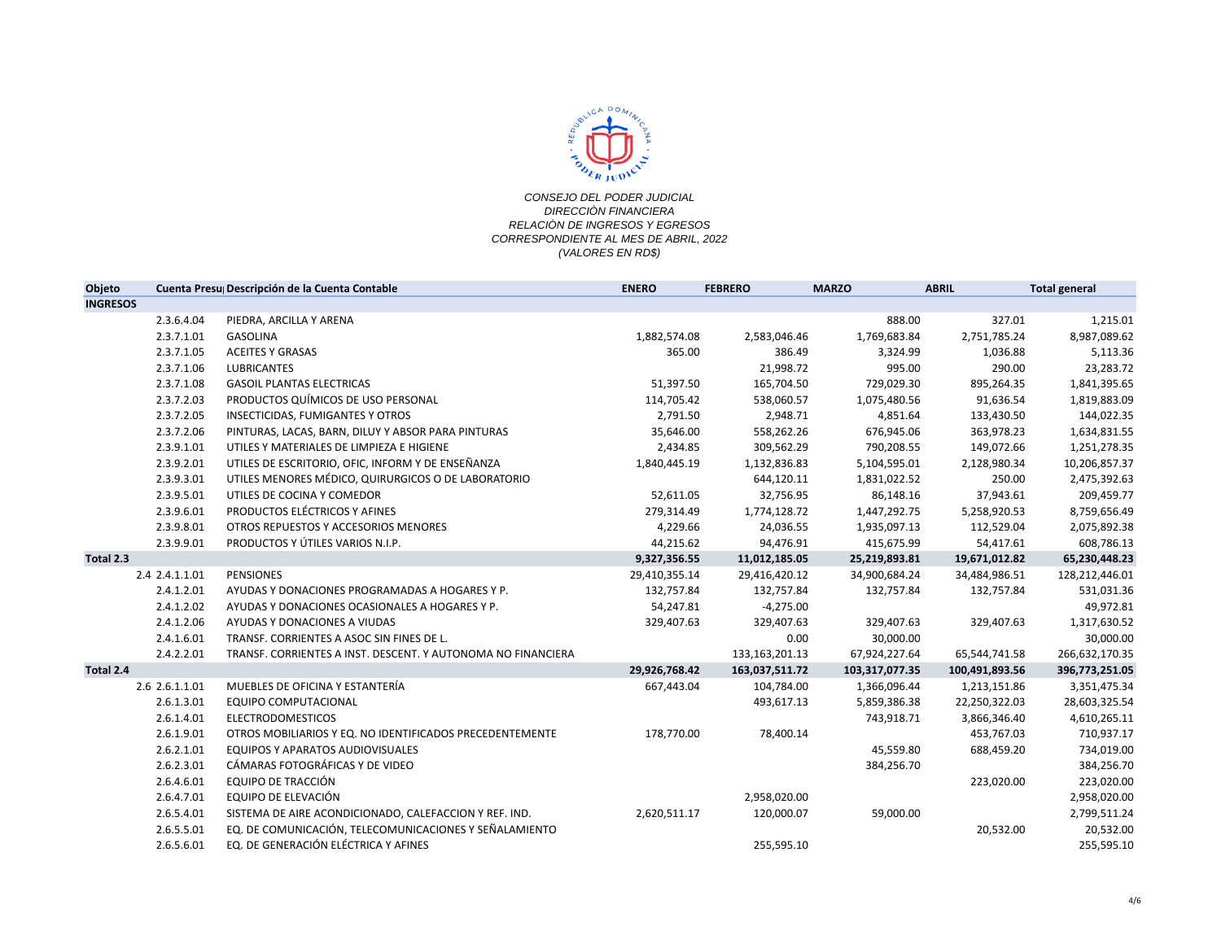*CONSEJO DEL PODER JUDICIAL*
*DIRECCIÒN FINANCIERA*
*RELACIÒN DE INGRESOS Y EGRESOS*
*CORRESPONDIENTE AL MES DE ABRIL, 2022*
*(VALORES EN RD$)*

| Objeto | Cuenta Presu | Descripción de la Cuenta Contable | ENERO | FEBRERO | MARZO | ABRIL | Total general |
|---|---|---|---|---|---|---|---|
| **INGRESOS** | | | | | | | |
| | 2.3.6.4.04 | PIEDRA, ARCILLA Y ARENA | | | 888.00 | 327.01 | 1,215.01 |
| | 2.3.7.1.01 | GASOLINA | 1,882,574.08 | 2,583,046.46 | 1,769,683.84 | 2,751,785.24 | 8,987,089.62 |
| | 2.3.7.1.05 | ACEITES Y GRASAS | 365.00 | 386.49 | 3,324.99 | 1,036.88 | 5,113.36 |
| | 2.3.7.1.06 | LUBRICANTES | | 21,998.72 | 995.00 | 290.00 | 23,283.72 |
| | 2.3.7.1.08 | GASOIL PLANTAS ELECTRICAS | 51,397.50 | 165,704.50 | 729,029.30 | 895,264.35 | 1,841,395.65 |
| | 2.3.7.2.03 | PRODUCTOS QUÍMICOS DE USO PERSONAL | 114,705.42 | 538,060.57 | 1,075,480.56 | 91,636.54 | 1,819,883.09 |
| | 2.3.7.2.05 | INSECTICIDAS, FUMIGANTES Y OTROS | 2,791.50 | 2,948.71 | 4,851.64 | 133,430.50 | 144,022.35 |
| | 2.3.7.2.06 | PINTURAS, LACAS, BARN, DILUY Y ABSOR PARA PINTURAS | 35,646.00 | 558,262.26 | 676,945.06 | 363,978.23 | 1,634,831.55 |
| | 2.3.9.1.01 | UTILES Y MATERIALES DE LIMPIEZA E HIGIENE | 2,434.85 | 309,562.29 | 790,208.55 | 149,072.66 | 1,251,278.35 |
| | 2.3.9.2.01 | UTILES DE ESCRITORIO, OFIC, INFORM Y DE ENSEÑANZA | 1,840,445.19 | 1,132,836.83 | 5,104,595.01 | 2,128,980.34 | 10,206,857.37 |
| | 2.3.9.3.01 | UTILES MENORES MÉDICO, QUIRURGICOS O DE LABORATORIO | | 644,120.11 | 1,831,022.52 | 250.00 | 2,475,392.63 |
| | 2.3.9.5.01 | UTILES DE COCINA Y COMEDOR | 52,611.05 | 32,756.95 | 86,148.16 | 37,943.61 | 209,459.77 |
| | 2.3.9.6.01 | PRODUCTOS ELÉCTRICOS Y AFINES | 279,314.49 | 1,774,128.72 | 1,447,292.75 | 5,258,920.53 | 8,759,656.49 |
| | 2.3.9.8.01 | OTROS REPUESTOS Y ACCESORIOS MENORES | 4,229.66 | 24,036.55 | 1,935,097.13 | 112,529.04 | 2,075,892.38 |
| | 2.3.9.9.01 | PRODUCTOS Y ÚTILES VARIOS N.I.P. | 44,215.62 | 94,476.91 | 415,675.99 | 54,417.61 | 608,786.13 |
| **Total 2.3** | | | **9,327,356.55** | **11,012,185.05** | **25,219,893.81** | **19,671,012.82** | **65,230,448.23** |
| 2.4 | 2.4.1.1.01 | PENSIONES | 29,410,355.14 | 29,416,420.12 | 34,900,684.24 | 34,484,986.51 | 128,212,446.01 |
| | 2.4.1.2.01 | AYUDAS Y DONACIONES PROGRAMADAS A HOGARES Y P. | 132,757.84 | 132,757.84 | 132,757.84 | 132,757.84 | 531,031.36 |
| | 2.4.1.2.02 | AYUDAS Y DONACIONES OCASIONALES A HOGARES Y P. | 54,247.81 | -4,275.00 | | | 49,972.81 |
| | 2.4.1.2.06 | AYUDAS Y DONACIONES A VIUDAS | 329,407.63 | 329,407.63 | 329,407.63 | 329,407.63 | 1,317,630.52 |
| | 2.4.1.6.01 | TRANSF. CORRIENTES A ASOC SIN FINES DE L. | | 0.00 | 30,000.00 | | 30,000.00 |
| | 2.4.2.2.01 | TRANSF. CORRIENTES A INST. DESCENT. Y AUTONOMA NO FINANCIERA | | 133,163,201.13 | 67,924,227.64 | 65,544,741.58 | 266,632,170.35 |
| **Total 2.4** | | | **29,926,768.42** | **163,037,511.72** | **103,317,077.35** | **100,491,893.56** | **396,773,251.05** |
| 2.6 | 2.6.1.1.01 | MUEBLES DE OFICINA Y ESTANTERÍA | 667,443.04 | 104,784.00 | 1,366,096.44 | 1,213,151.86 | 3,351,475.34 |
| | 2.6.1.3.01 | EQUIPO COMPUTACIONAL | | 493,617.13 | 5,859,386.38 | 22,250,322.03 | 28,603,325.54 |
| | 2.6.1.4.01 | ELECTRODOMESTICOS | | | 743,918.71 | 3,866,346.40 | 4,610,265.11 |
| | 2.6.1.9.01 | OTROS MOBILIARIOS Y EQ. NO IDENTIFICADOS PRECEDENTEMENTE | 178,770.00 | 78,400.14 | | 453,767.03 | 710,937.17 |
| | 2.6.2.1.01 | EQUIPOS Y APARATOS AUDIOVISUALES | | | 45,559.80 | 688,459.20 | 734,019.00 |
| | 2.6.2.3.01 | CÁMARAS FOTOGRÁFICAS Y DE VIDEO | | | 384,256.70 | | 384,256.70 |
| | 2.6.4.6.01 | EQUIPO DE TRACCIÓN | | | | 223,020.00 | 223,020.00 |
| | 2.6.4.7.01 | EQUIPO DE ELEVACIÓN | | 2,958,020.00 | | | 2,958,020.00 |
| | 2.6.5.4.01 | SISTEMA DE AIRE ACONDICIONADO, CALEFACCION Y REF. IND. | 2,620,511.17 | 120,000.07 | 59,000.00 | | 2,799,511.24 |
| | 2.6.5.5.01 | EQ. DE COMUNICACIÓN, TELECOMUNICACIONES Y SEÑALAMIENTO | | | | 20,532.00 | 20,532.00 |
| | 2.6.5.6.01 | EQ. DE GENERACIÓN ELÉCTRICA Y AFINES | | 255,595.10 | | | 255,595.10 |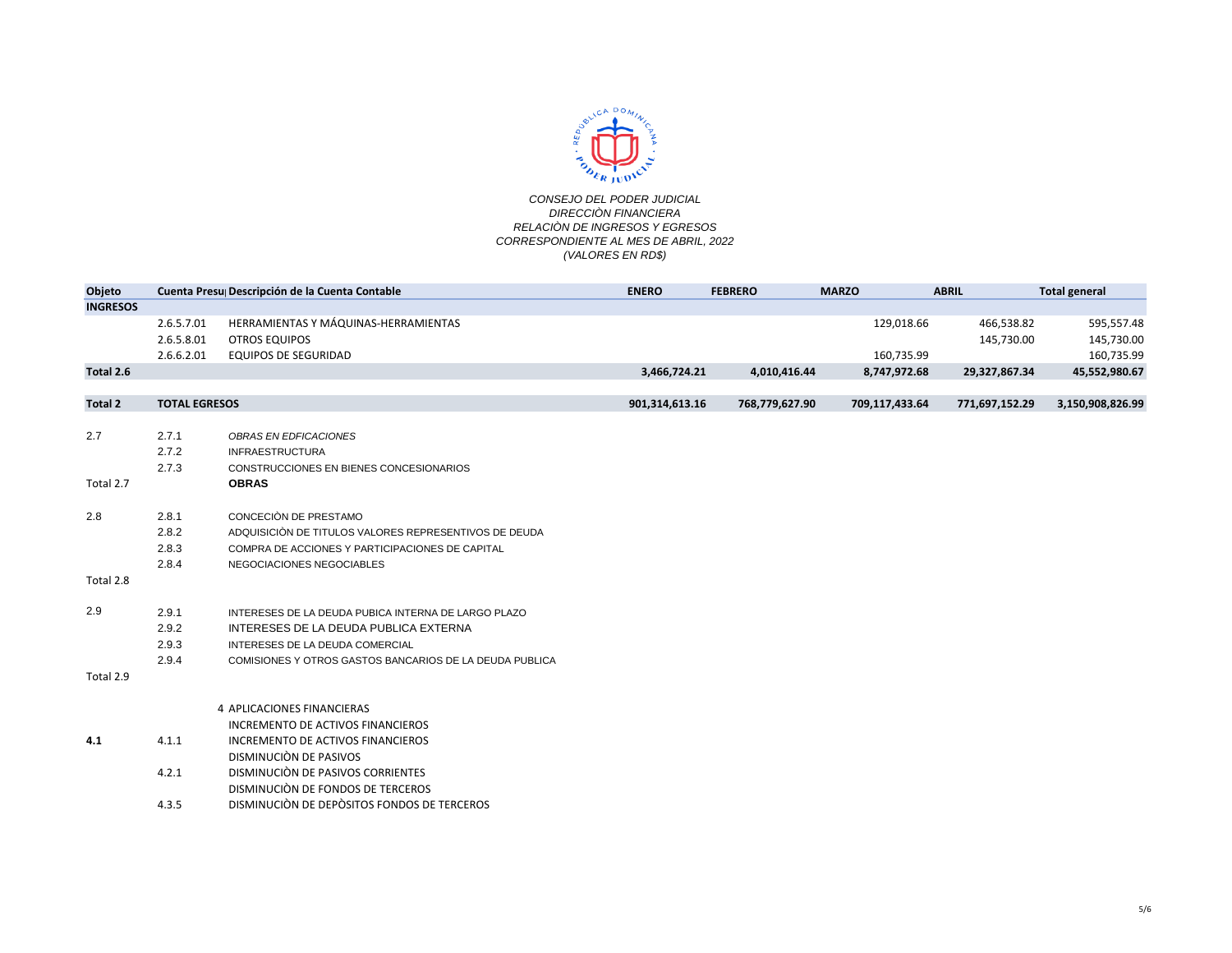CONSEJO DEL PODER JUDICIAL
DIRECCIÒN FINANCIERA
RELACIÒN DE INGRESOS Y EGRESOS
CORRESPONDIENTE AL MES DE ABRIL, 2022
(VALORES EN RD$)

| Objeto | Cuenta Presu | Descripción de la Cuenta Contable | ENERO | FEBRERO | MARZO | ABRIL | Total general |
|---|---|---|---|---|---|---|---|
| INGRESOS | | | | | | | |
| | 2.6.5.7.01 | HERRAMIENTAS Y MÁQUINAS-HERRAMIENTAS | | | 129,018.66 | 466,538.82 | 595,557.48 |
| | 2.6.5.8.01 | OTROS EQUIPOS | | | | 145,730.00 | 145,730.00 |
| | 2.6.6.2.01 | EQUIPOS DE SEGURIDAD | | | 160,735.99 | | 160,735.99 |
| **Total 2.6** | | | **3,466,724.21** | **4,010,416.44** | **8,747,972.68** | **29,327,867.34** | **45,552,980.67** |
| **Total 2** | **TOTAL EGRESOS** | | **901,314,613.16** | **768,779,627.90** | **709,117,433.64** | **771,697,152.29** | **3,150,908,826.99** |
| 2.7 | 2.7.1 | *OBRAS EN EDFICACIONES* | | | | | |
| | 2.7.2 | INFRAESTRUCTURA | | | | | |
| | 2.7.3 | CONSTRUCCIONES EN BIENES CONCESIONARIOS | | | | | |
| Total 2.7 | | **OBRAS** | | | | | |
| 2.8 | 2.8.1 | CONCECIÒN DE PRESTAMO | | | | | |
| | 2.8.2 | ADQUISICIÒN DE TITULOS VALORES REPRESENTIVOS DE DEUDA | | | | | |
| | 2.8.3 | COMPRA DE ACCIONES Y PARTICIPACIONES DE CAPITAL | | | | | |
| | 2.8.4 | NEGOCIACIONES NEGOCIABLES | | | | | |
| Total 2.8 | | | | | | | |
| 2.9 | 2.9.1 | INTERESES DE LA DEUDA PUBICA INTERNA DE LARGO PLAZO | | | | | |
| | 2.9.2 | INTERESES DE LA DEUDA PUBLICA EXTERNA | | | | | |
| | 2.9.3 | INTERESES DE LA DEUDA COMERCIAL | | | | | |
| | 2.9.4 | COMISIONES Y OTROS GASTOS BANCARIOS DE LA DEUDA PUBLICA | | | | | |
| Total 2.9 | | | | | | | |
| | | 4 APLICACIONES FINANCIERAS | | | | | |
| | | INCREMENTO DE ACTIVOS FINANCIEROS | | | | | |
| **4.1** | 4.1.1 | INCREMENTO DE ACTIVOS FINANCIEROS | | | | | |
| | | DISMINUCIÒN DE PASIVOS | | | | | |
| | 4.2.1 | DISMINUCIÒN DE PASIVOS CORRIENTES | | | | | |
| | | DISMINUCIÒN DE FONDOS DE TERCEROS | | | | | |
| | 4.3.5 | DISMINUCIÒN DE DEPÒSITOS FONDOS DE TERCEROS | | | | | |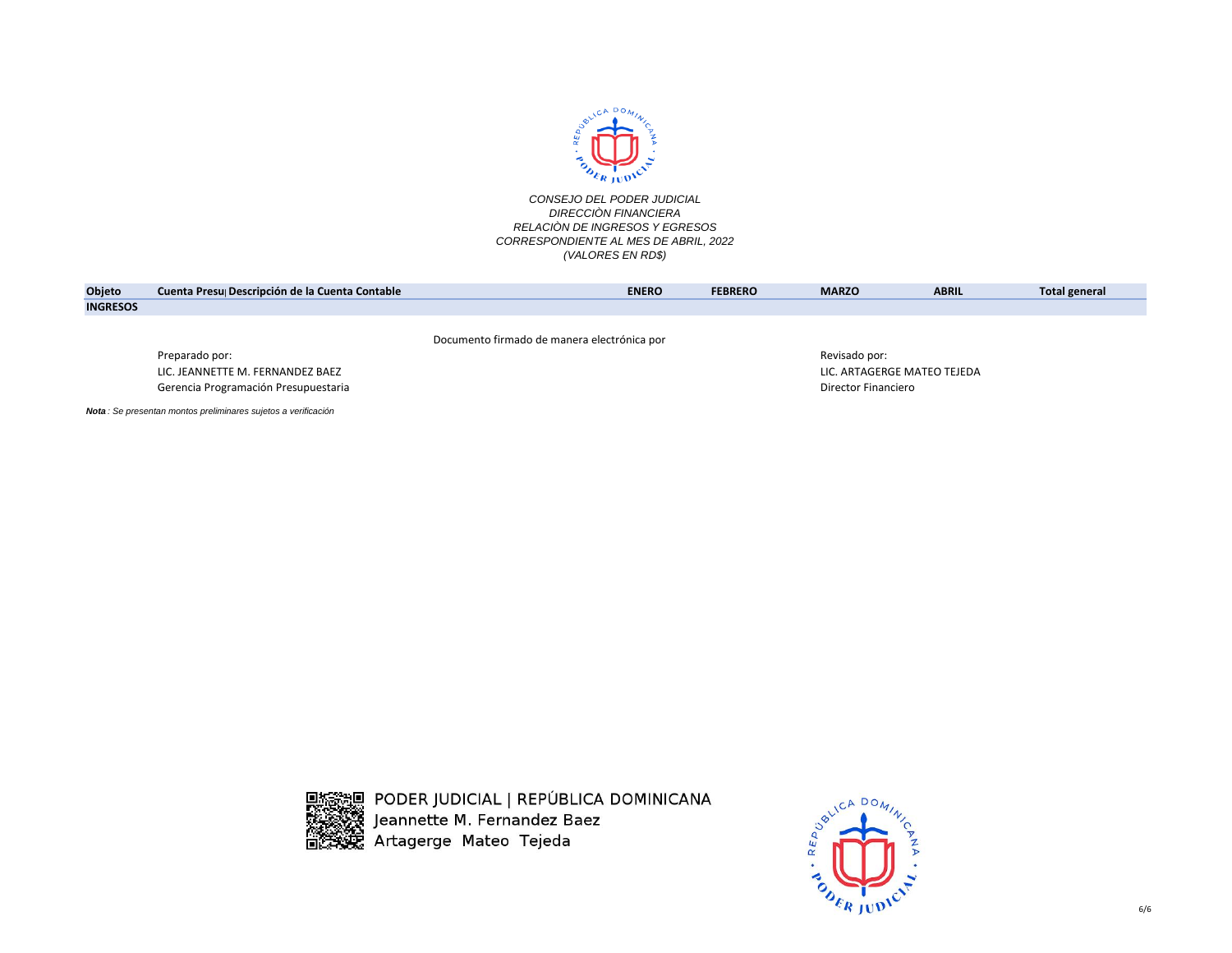CONSEJO DEL PODER JUDICIAL
DIRECCIÓN FINANCIERA
RELACIÒN DE INGRESOS Y EGRESOS
CORRESPONDIENTE AL MES DE ABRIL, 2022
(VALORES EN RD$)

| Objeto | Cuenta Presu | Descripción de la Cuenta Contable | ENERO | FEBRERO | MARZO | ABRIL | Total general |
|---|---|---|---|---|---|---|---|
| **INGRESOS** | | | | | | | |

Documento firmado de manera electrónica por

Preparado por:
LIC. JEANNETTE M. FERNANDEZ BAEZ
Gerencia Programación Presupuestaria

Revisado por:
LIC. ARTAGERGE MATEO TEJEDA
Director Financiero

***Nota*** *: Se presentan montos preliminares sujetos a verificación*

PODER JUDICIAL | REPÚBLICA DOMINICANA
Jeannette M. Fernandez Baez
Artagerge Mateo Tejeda